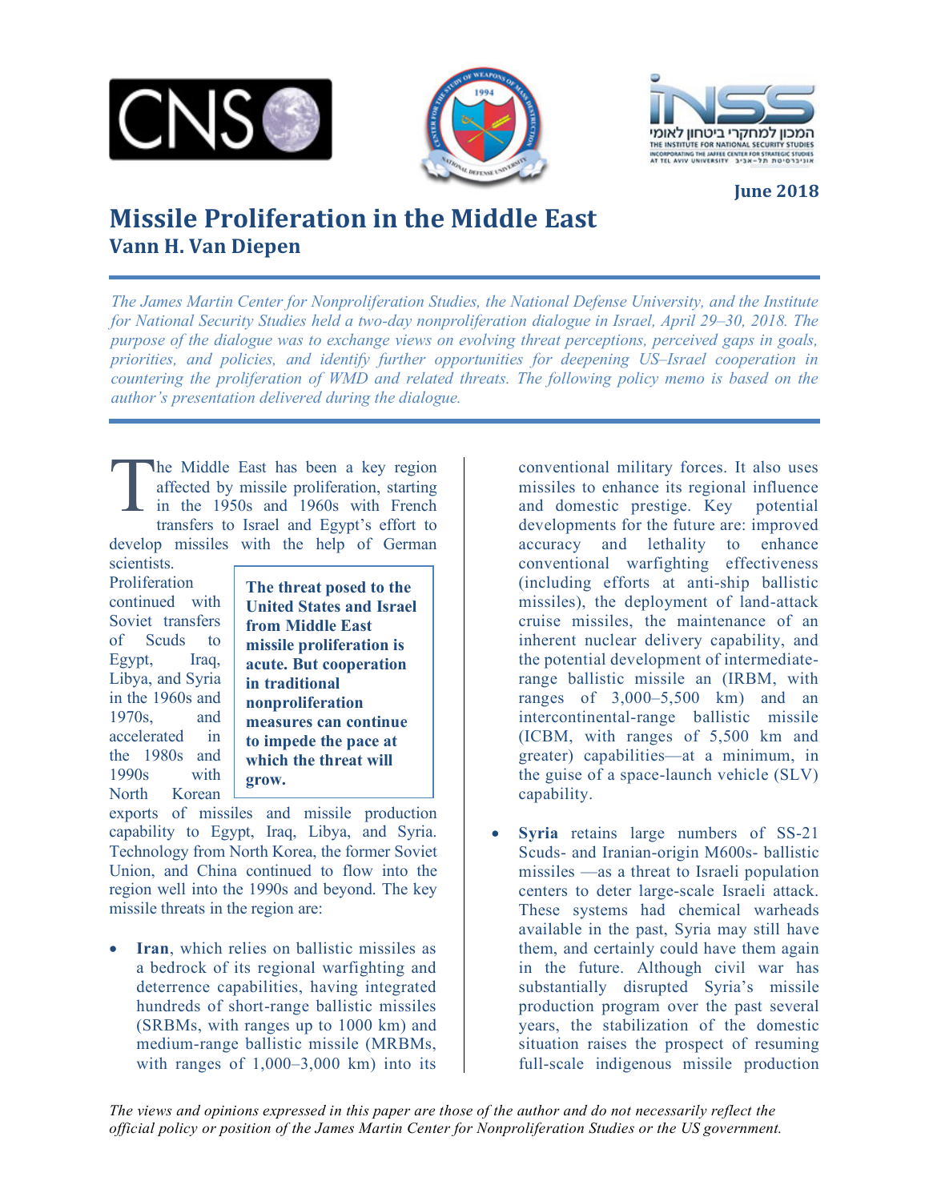June 2018

# Missile Proliferation in the Middle East

## Vann H. Van Diepen

*The James Martin Center for Nonproliferation Studies, the National Defense University, and the Institute for National Security Studies held a two-day nonproliferation dialogue in Israel, April 29–30, 2018. The purpose of the dialogue was to exchange views on evolving threat perceptions, perceived gaps in goals, priorities, and policies, and identify further opportunities for deepening US–Israel cooperation in countering the proliferation of WMD and related threats. The following policy memo is based on the author's presentation delivered during the dialogue.*

**The threat posed to the United States and Israel from Middle East missile proliferation is acute. But cooperation in traditional nonproliferation measures can continue to impede the pace at which the threat will grow.**

The Middle East has been a key region affected by missile proliferation, starting in the 1950s and 1960s with French transfers to Israel and Egypt's effort to develop missiles with the help of German scientists. Proliferation continued with Soviet transfers of Scuds to Egypt, Iraq, Libya, and Syria in the 1960s and 1970s, and accelerated in the 1980s and 1990s with North Korean exports of missiles and missile production capability to Egypt, Iraq, Libya, and Syria. Technology from North Korea, the former Soviet Union, and China continued to flow into the region well into the 1990s and beyond. The key missile threats in the region are:

- **Iran**, which relies on ballistic missiles as a bedrock of its regional warfighting and deterrence capabilities, having integrated hundreds of short-range ballistic missiles (SRBMs, with ranges up to 1000 km) and medium-range ballistic missile (MRBMs, with ranges of 1,000–3,000 km) into its conventional military forces. It also uses missiles to enhance its regional influence and domestic prestige. Key potential developments for the future are: improved accuracy and lethality to enhance conventional warfighting effectiveness (including efforts at anti-ship ballistic missiles), the deployment of land-attack cruise missiles, the maintenance of an inherent nuclear delivery capability, and the potential development of intermediate-range ballistic missile an (IRBM, with ranges of 3,000–5,500 km) and an intercontinental-range ballistic missile (ICBM, with ranges of 5,500 km and greater) capabilities—at a minimum, in the guise of a space-launch vehicle (SLV) capability.

- **Syria** retains large numbers of SS-21 Scuds- and Iranian-origin M600s- ballistic missiles —as a threat to Israeli population centers to deter large-scale Israeli attack. These systems had chemical warheads available in the past, Syria may still have them, and certainly could have them again in the future. Although civil war has substantially disrupted Syria's missile production program over the past several years, the stabilization of the domestic situation raises the prospect of resuming full-scale indigenous missile production

*The views and opinions expressed in this paper are those of the author and do not necessarily reflect the official policy or position of the James Martin Center for Nonproliferation Studies or the US government.*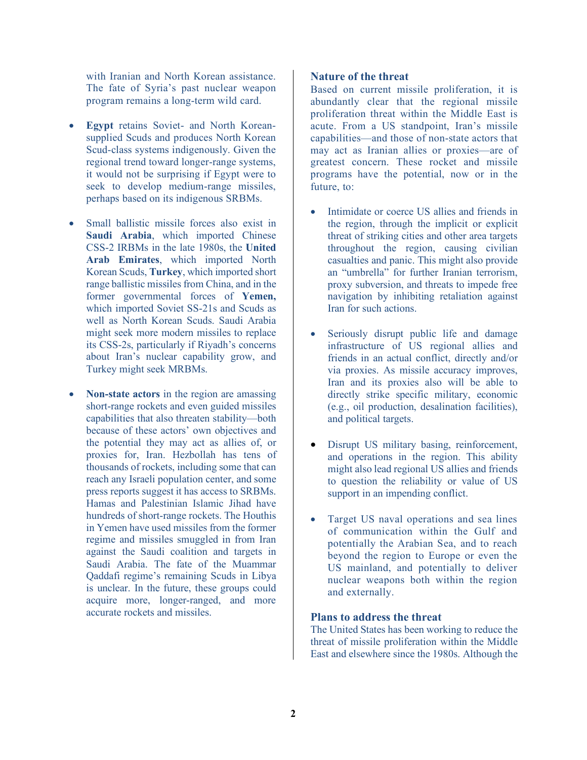with Iranian and North Korean assistance. The fate of Syria's past nuclear weapon program remains a long-term wild card.

- **Egypt** retains Soviet- and North Korean-supplied Scuds and produces North Korean Scud-class systems indigenously. Given the regional trend toward longer-range systems, it would not be surprising if Egypt were to seek to develop medium-range missiles, perhaps based on its indigenous SRBMs.

- Small ballistic missile forces also exist in **Saudi Arabia**, which imported Chinese CSS-2 IRBMs in the late 1980s, the **United Arab Emirates**, which imported North Korean Scuds, **Turkey**, which imported short range ballistic missiles from China, and in the former governmental forces of **Yemen,** which imported Soviet SS-21s and Scuds as well as North Korean Scuds. Saudi Arabia might seek more modern missiles to replace its CSS-2s, particularly if Riyadh's concerns about Iran's nuclear capability grow, and Turkey might seek MRBMs.

- **Non-state actors** in the region are amassing short-range rockets and even guided missiles capabilities that also threaten stability—both because of these actors' own objectives and the potential they may act as allies of, or proxies for, Iran. Hezbollah has tens of thousands of rockets, including some that can reach any Israeli population center, and some press reports suggest it has access to SRBMs. Hamas and Palestinian Islamic Jihad have hundreds of short-range rockets. The Houthis in Yemen have used missiles from the former regime and missiles smuggled in from Iran against the Saudi coalition and targets in Saudi Arabia. The fate of the Muammar Qaddafi regime's remaining Scuds in Libya is unclear. In the future, these groups could acquire more, longer-ranged, and more accurate rockets and missiles.

## Nature of the threat

Based on current missile proliferation, it is abundantly clear that the regional missile proliferation threat within the Middle East is acute. From a US standpoint, Iran's missile capabilities—and those of non-state actors that may act as Iranian allies or proxies—are of greatest concern. These rocket and missile programs have the potential, now or in the future, to:

- Intimidate or coerce US allies and friends in the region, through the implicit or explicit threat of striking cities and other area targets throughout the region, causing civilian casualties and panic. This might also provide an "umbrella" for further Iranian terrorism, proxy subversion, and threats to impede free navigation by inhibiting retaliation against Iran for such actions.

- Seriously disrupt public life and damage infrastructure of US regional allies and friends in an actual conflict, directly and/or via proxies. As missile accuracy improves, Iran and its proxies also will be able to directly strike specific military, economic (e.g., oil production, desalination facilities), and political targets.

- Disrupt US military basing, reinforcement, and operations in the region. This ability might also lead regional US allies and friends to question the reliability or value of US support in an impending conflict.

- Target US naval operations and sea lines of communication within the Gulf and potentially the Arabian Sea, and to reach beyond the region to Europe or even the US mainland, and potentially to deliver nuclear weapons both within the region and externally.

## Plans to address the threat

The United States has been working to reduce the threat of missile proliferation within the Middle East and elsewhere since the 1980s. Although the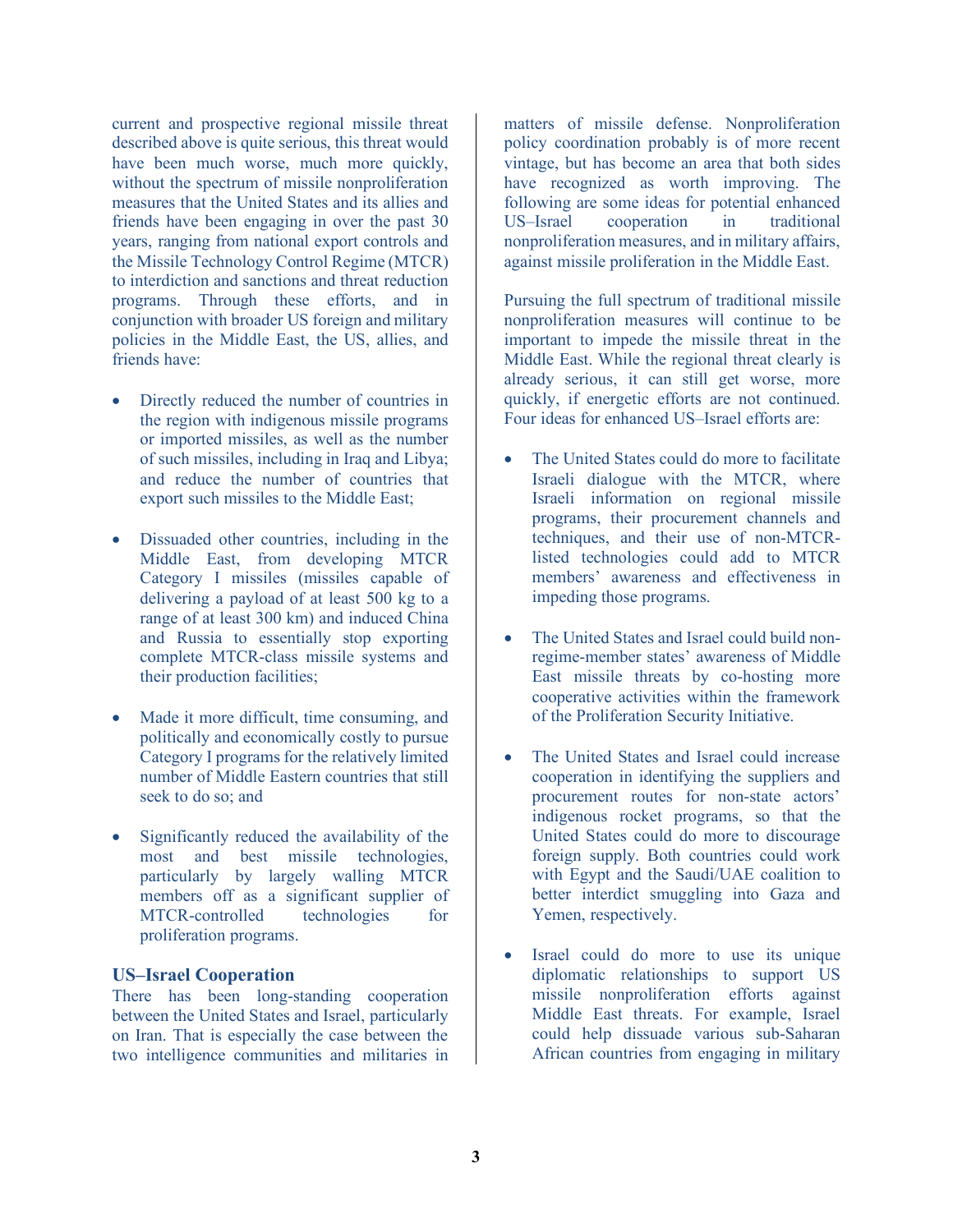current and prospective regional missile threat described above is quite serious, this threat would have been much worse, much more quickly, without the spectrum of missile nonproliferation measures that the United States and its allies and friends have been engaging in over the past 30 years, ranging from national export controls and the Missile Technology Control Regime (MTCR) to interdiction and sanctions and threat reduction programs. Through these efforts, and in conjunction with broader US foreign and military policies in the Middle East, the US, allies, and friends have:

- Directly reduced the number of countries in the region with indigenous missile programs or imported missiles, as well as the number of such missiles, including in Iraq and Libya; and reduce the number of countries that export such missiles to the Middle East;
- Dissuaded other countries, including in the Middle East, from developing MTCR Category I missiles (missiles capable of delivering a payload of at least 500 kg to a range of at least 300 km) and induced China and Russia to essentially stop exporting complete MTCR-class missile systems and their production facilities;
- Made it more difficult, time consuming, and politically and economically costly to pursue Category I programs for the relatively limited number of Middle Eastern countries that still seek to do so; and
- Significantly reduced the availability of the most and best missile technologies, particularly by largely walling MTCR members off as a significant supplier of MTCR-controlled technologies for proliferation programs.

## US–Israel Cooperation

There has been long-standing cooperation between the United States and Israel, particularly on Iran. That is especially the case between the two intelligence communities and militaries in matters of missile defense. Nonproliferation policy coordination probably is of more recent vintage, but has become an area that both sides have recognized as worth improving. The following are some ideas for potential enhanced US–Israel cooperation in traditional nonproliferation measures, and in military affairs, against missile proliferation in the Middle East.

Pursuing the full spectrum of traditional missile nonproliferation measures will continue to be important to impede the missile threat in the Middle East. While the regional threat clearly is already serious, it can still get worse, more quickly, if energetic efforts are not continued. Four ideas for enhanced US–Israel efforts are:

- The United States could do more to facilitate Israeli dialogue with the MTCR, where Israeli information on regional missile programs, their procurement channels and techniques, and their use of non-MTCR-listed technologies could add to MTCR members' awareness and effectiveness in impeding those programs.
- The United States and Israel could build non-regime-member states' awareness of Middle East missile threats by co-hosting more cooperative activities within the framework of the Proliferation Security Initiative.
- The United States and Israel could increase cooperation in identifying the suppliers and procurement routes for non-state actors' indigenous rocket programs, so that the United States could do more to discourage foreign supply. Both countries could work with Egypt and the Saudi/UAE coalition to better interdict smuggling into Gaza and Yemen, respectively.
- Israel could do more to use its unique diplomatic relationships to support US missile nonproliferation efforts against Middle East threats. For example, Israel could help dissuade various sub-Saharan African countries from engaging in military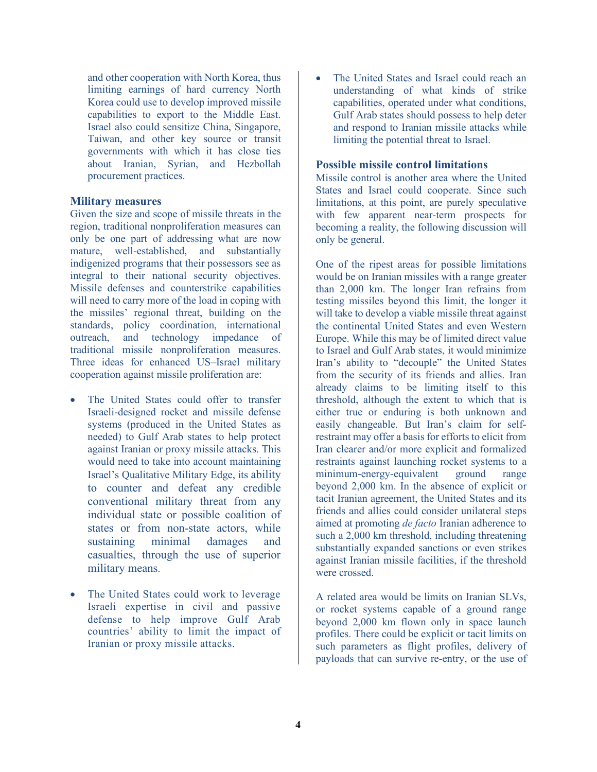and other cooperation with North Korea, thus limiting earnings of hard currency North Korea could use to develop improved missile capabilities to export to the Middle East. Israel also could sensitize China, Singapore, Taiwan, and other key source or transit governments with which it has close ties about Iranian, Syrian, and Hezbollah procurement practices.

### Military measures

Given the size and scope of missile threats in the region, traditional nonproliferation measures can only be one part of addressing what are now mature, well-established, and substantially indigenized programs that their possessors see as integral to their national security objectives. Missile defenses and counterstrike capabilities will need to carry more of the load in coping with the missiles' regional threat, building on the standards, policy coordination, international outreach, and technology impedance of traditional missile nonproliferation measures. Three ideas for enhanced US–Israel military cooperation against missile proliferation are:

- The United States could offer to transfer Israeli-designed rocket and missile defense systems (produced in the United States as needed) to Gulf Arab states to help protect against Iranian or proxy missile attacks. This would need to take into account maintaining Israel's Qualitative Military Edge, its ability to counter and defeat any credible conventional military threat from any individual state or possible coalition of states or from non-state actors, while sustaining minimal damages and casualties, through the use of superior military means.

- The United States could work to leverage Israeli expertise in civil and passive defense to help improve Gulf Arab countries' ability to limit the impact of Iranian or proxy missile attacks.

- The United States and Israel could reach an understanding of what kinds of strike capabilities, operated under what conditions, Gulf Arab states should possess to help deter and respond to Iranian missile attacks while limiting the potential threat to Israel.

### Possible missile control limitations

Missile control is another area where the United States and Israel could cooperate. Since such limitations, at this point, are purely speculative with few apparent near-term prospects for becoming a reality, the following discussion will only be general.

One of the ripest areas for possible limitations would be on Iranian missiles with a range greater than 2,000 km. The longer Iran refrains from testing missiles beyond this limit, the longer it will take to develop a viable missile threat against the continental United States and even Western Europe. While this may be of limited direct value to Israel and Gulf Arab states, it would minimize Iran's ability to "decouple" the United States from the security of its friends and allies. Iran already claims to be limiting itself to this threshold, although the extent to which that is either true or enduring is both unknown and easily changeable. But Iran's claim for self-restraint may offer a basis for efforts to elicit from Iran clearer and/or more explicit and formalized restraints against launching rocket systems to a minimum-energy-equivalent ground range beyond 2,000 km. In the absence of explicit or tacit Iranian agreement, the United States and its friends and allies could consider unilateral steps aimed at promoting *de facto* Iranian adherence to such a 2,000 km threshold, including threatening substantially expanded sanctions or even strikes against Iranian missile facilities, if the threshold were crossed.

A related area would be limits on Iranian SLVs, or rocket systems capable of a ground range beyond 2,000 km flown only in space launch profiles. There could be explicit or tacit limits on such parameters as flight profiles, delivery of payloads that can survive re-entry, or the use of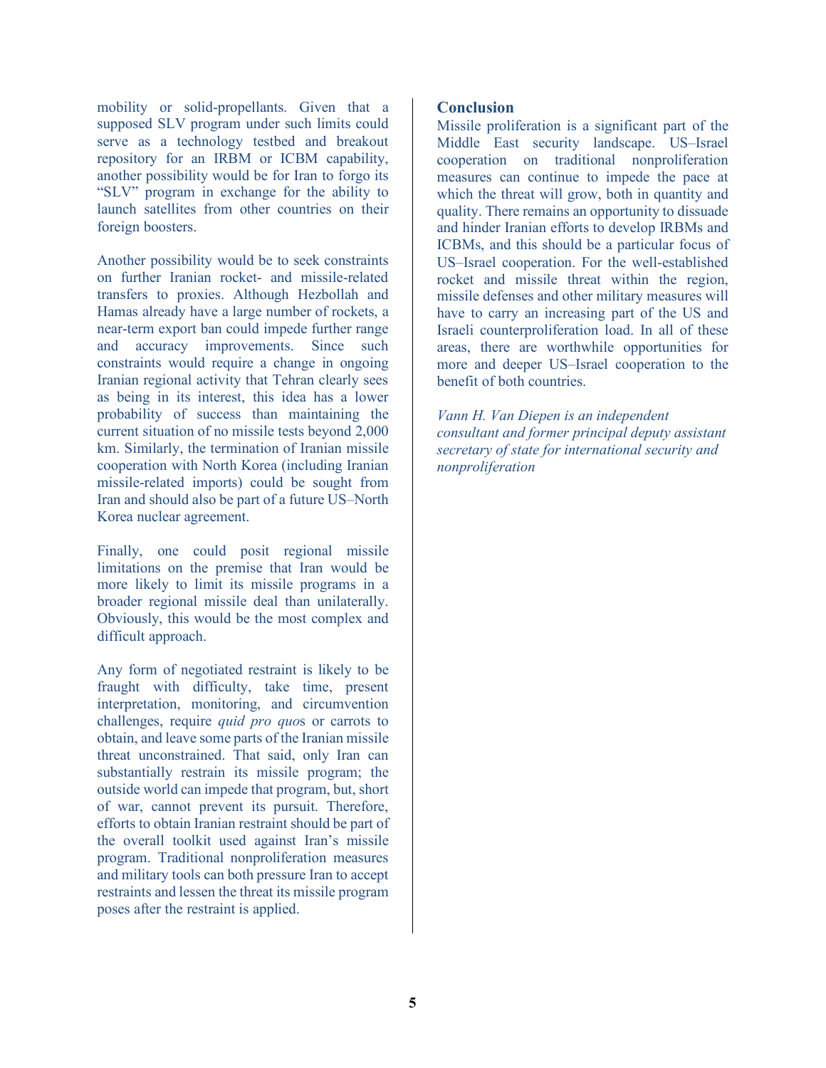mobility or solid-propellants. Given that a supposed SLV program under such limits could serve as a technology testbed and breakout repository for an IRBM or ICBM capability, another possibility would be for Iran to forgo its "SLV" program in exchange for the ability to launch satellites from other countries on their foreign boosters.

Another possibility would be to seek constraints on further Iranian rocket- and missile-related transfers to proxies. Although Hezbollah and Hamas already have a large number of rockets, a near-term export ban could impede further range and accuracy improvements. Since such constraints would require a change in ongoing Iranian regional activity that Tehran clearly sees as being in its interest, this idea has a lower probability of success than maintaining the current situation of no missile tests beyond 2,000 km. Similarly, the termination of Iranian missile cooperation with North Korea (including Iranian missile-related imports) could be sought from Iran and should also be part of a future US–North Korea nuclear agreement.

Finally, one could posit regional missile limitations on the premise that Iran would be more likely to limit its missile programs in a broader regional missile deal than unilaterally. Obviously, this would be the most complex and difficult approach.

Any form of negotiated restraint is likely to be fraught with difficulty, take time, present interpretation, monitoring, and circumvention challenges, require *quid pro quo*s or carrots to obtain, and leave some parts of the Iranian missile threat unconstrained. That said, only Iran can substantially restrain its missile program; the outside world can impede that program, but, short of war, cannot prevent its pursuit. Therefore, efforts to obtain Iranian restraint should be part of the overall toolkit used against Iran's missile program. Traditional nonproliferation measures and military tools can both pressure Iran to accept restraints and lessen the threat its missile program poses after the restraint is applied.

## Conclusion

Missile proliferation is a significant part of the Middle East security landscape. US–Israel cooperation on traditional nonproliferation measures can continue to impede the pace at which the threat will grow, both in quantity and quality. There remains an opportunity to dissuade and hinder Iranian efforts to develop IRBMs and ICBMs, and this should be a particular focus of US–Israel cooperation. For the well-established rocket and missile threat within the region, missile defenses and other military measures will have to carry an increasing part of the US and Israeli counterproliferation load. In all of these areas, there are worthwhile opportunities for more and deeper US–Israel cooperation to the benefit of both countries.

*Vann H. Van Diepen is an independent consultant and former principal deputy assistant secretary of state for international security and nonproliferation*